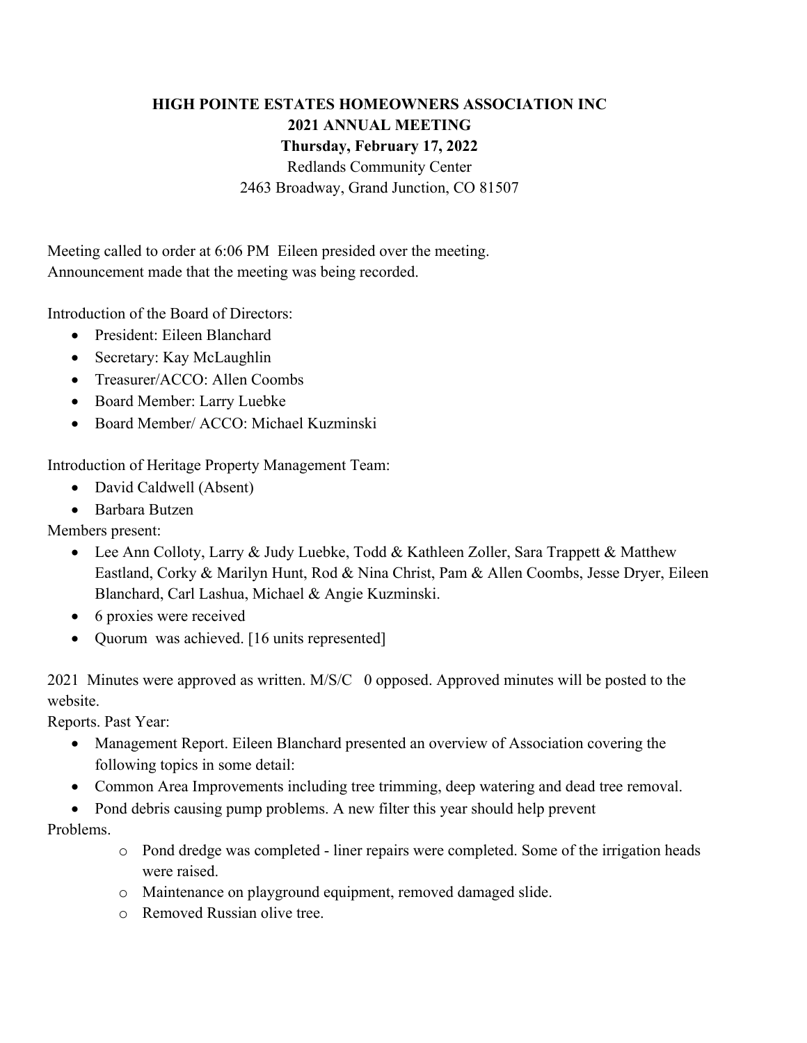# HIGH POINTE ESTATES HOMEOWNERS ASSOCIATION INC
## 2021 ANNUAL MEETING
### Thursday, February 17, 2022

Redlands Community Center
2463 Broadway, Grand Junction, CO 81507

Meeting called to order at 6:06 PM Eileen presided over the meeting.
Announcement made that the meeting was being recorded.

Introduction of the Board of Directors:

- President: Eileen Blanchard
- Secretary: Kay McLaughlin
- Treasurer/ACCO: Allen Coombs
- Board Member: Larry Luebke
- Board Member/ ACCO: Michael Kuzminski

Introduction of Heritage Property Management Team:

- David Caldwell (Absent)
- Barbara Butzen

Members present:

- Lee Ann Colloty, Larry & Judy Luebke, Todd & Kathleen Zoller, Sara Trappett & Matthew Eastland, Corky & Marilyn Hunt, Rod & Nina Christ, Pam & Allen Coombs, Jesse Dryer, Eileen Blanchard, Carl Lashua, Michael & Angie Kuzminski.
- 6 proxies were received
- Quorum was achieved. [16 units represented]

2021 Minutes were approved as written. M/S/C 0 opposed. Approved minutes will be posted to the website.

Reports. Past Year:

- Management Report. Eileen Blanchard presented an overview of Association covering the following topics in some detail:
- Common Area Improvements including tree trimming, deep watering and dead tree removal.
- Pond debris causing pump problems. A new filter this year should help prevent Problems.
    - Pond dredge was completed - liner repairs were completed. Some of the irrigation heads were raised.
    - Maintenance on playground equipment, removed damaged slide.
    - Removed Russian olive tree.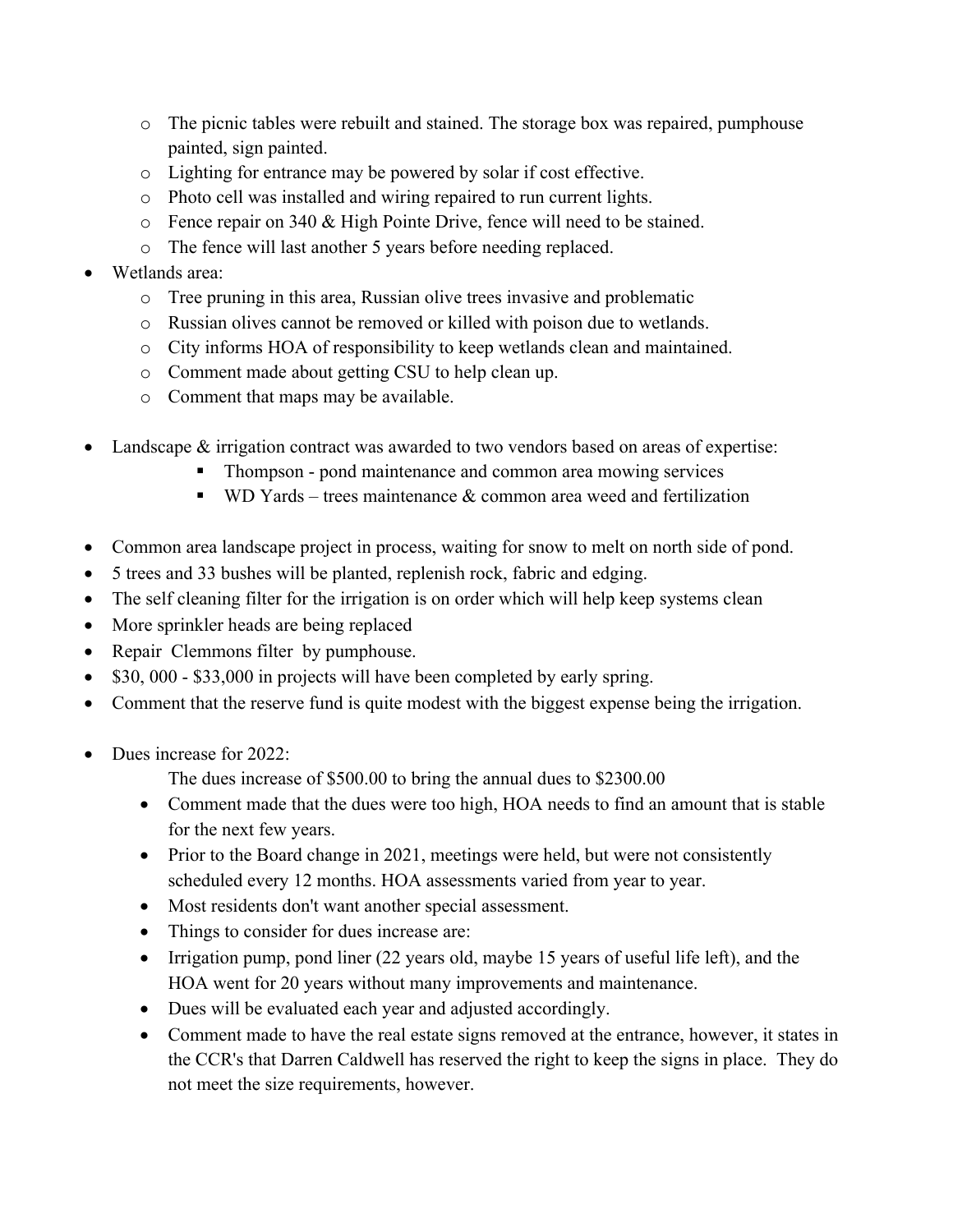- The picnic tables were rebuilt and stained. The storage box was repaired, pumphouse painted, sign painted.
  - Lighting for entrance may be powered by solar if cost effective.
  - Photo cell was installed and wiring repaired to run current lights.
  - Fence repair on 340 & High Pointe Drive, fence will need to be stained.
  - The fence will last another 5 years before needing replaced.
- Wetlands area:
  - Tree pruning in this area, Russian olive trees invasive and problematic
  - Russian olives cannot be removed or killed with poison due to wetlands.
  - City informs HOA of responsibility to keep wetlands clean and maintained.
  - Comment made about getting CSU to help clean up.
  - Comment that maps may be available.

- Landscape & irrigation contract was awarded to two vendors based on areas of expertise:
  - Thompson - pond maintenance and common area mowing services
  - WD Yards – trees maintenance & common area weed and fertilization

- Common area landscape project in process, waiting for snow to melt on north side of pond.
- 5 trees and 33 bushes will be planted, replenish rock, fabric and edging.
- The self cleaning filter for the irrigation is on order which will help keep systems clean
- More sprinkler heads are being replaced
- Repair Clemmons filter by pumphouse.
- $30, 000 - $33,000 in projects will have been completed by early spring.
- Comment that the reserve fund is quite modest with the biggest expense being the irrigation.

- Dues increase for 2022:

  The dues increase of $500.00 to bring the annual dues to $2300.00
  - Comment made that the dues were too high, HOA needs to find an amount that is stable for the next few years.
  - Prior to the Board change in 2021, meetings were held, but were not consistently scheduled every 12 months. HOA assessments varied from year to year.
  - Most residents don't want another special assessment.
  - Things to consider for dues increase are:
  - Irrigation pump, pond liner (22 years old, maybe 15 years of useful life left), and the HOA went for 20 years without many improvements and maintenance.
  - Dues will be evaluated each year and adjusted accordingly.
  - Comment made to have the real estate signs removed at the entrance, however, it states in the CCR's that Darren Caldwell has reserved the right to keep the signs in place. They do not meet the size requirements, however.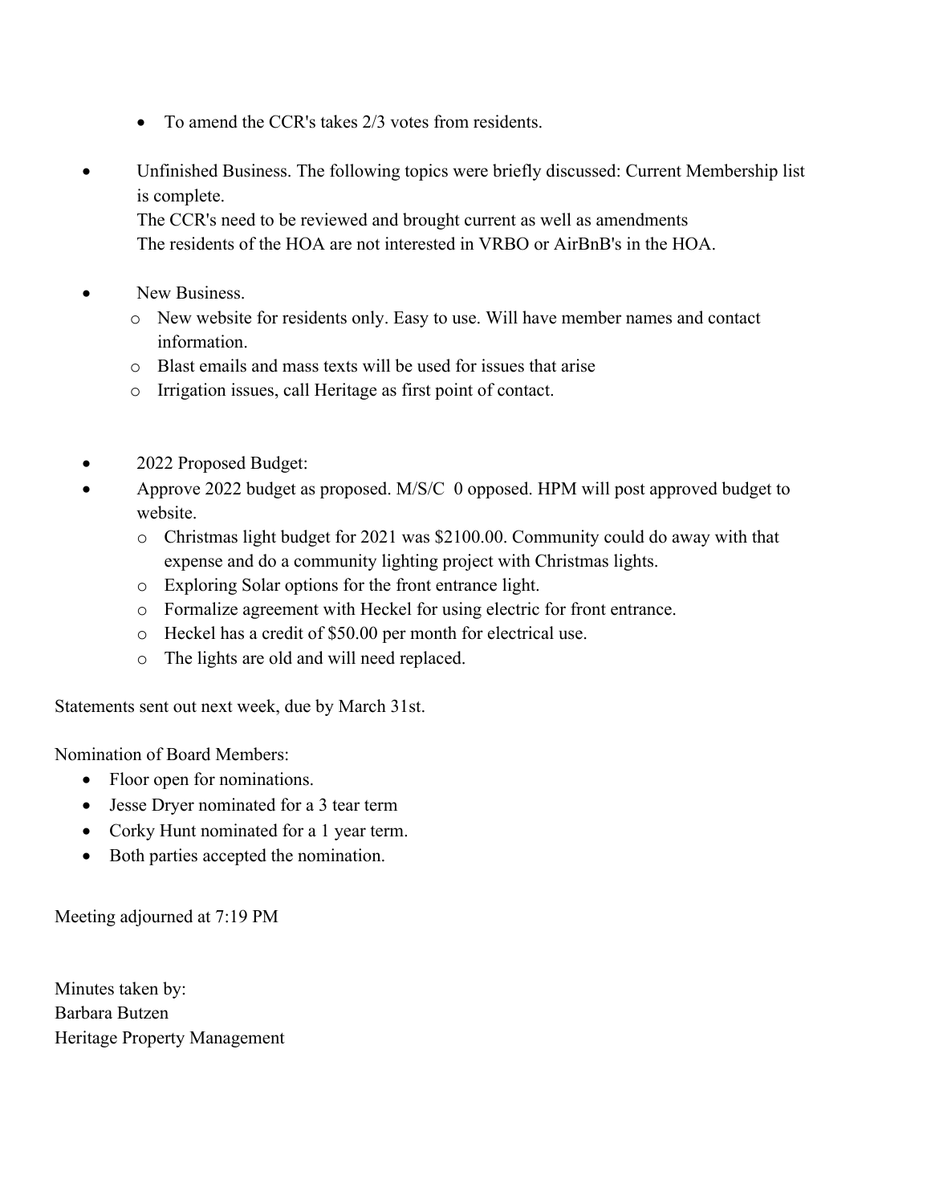- To amend the CCR's takes 2/3 votes from residents.

- Unfinished Business. The following topics were briefly discussed: Current Membership list is complete.
  The CCR's need to be reviewed and brought current as well as amendments
  The residents of the HOA are not interested in VRBO or AirBnB's in the HOA.

- New Business.
  - New website for residents only. Easy to use. Will have member names and contact information.
  - Blast emails and mass texts will be used for issues that arise
  - Irrigation issues, call Heritage as first point of contact.

- 2022 Proposed Budget:
- Approve 2022 budget as proposed. M/S/C  0 opposed. HPM will post approved budget to website.
  - Christmas light budget for 2021 was $2100.00. Community could do away with that expense and do a community lighting project with Christmas lights.
  - Exploring Solar options for the front entrance light.
  - Formalize agreement with Heckel for using electric for front entrance.
  - Heckel has a credit of $50.00 per month for electrical use.
  - The lights are old and will need replaced.

Statements sent out next week, due by March 31st.

Nomination of Board Members:

- Floor open for nominations.
- Jesse Dryer nominated for a 3 tear term
- Corky Hunt nominated for a 1 year term.
- Both parties accepted the nomination.

Meeting adjourned at 7:19 PM

Minutes taken by:
Barbara Butzen
Heritage Property Management